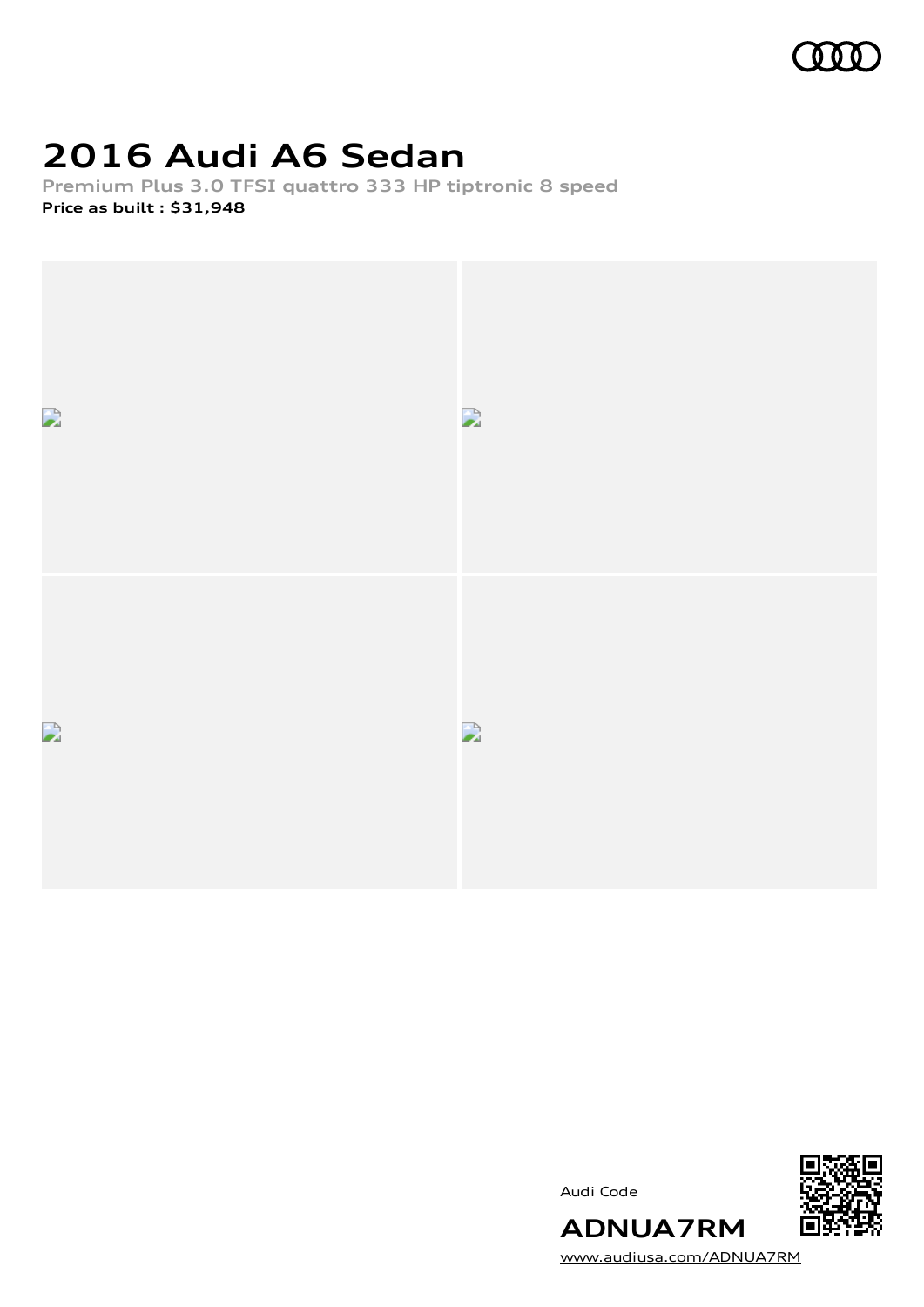# 2016 Audi A6 Sedan

**Premium Plus 3.0 TFSI quattro 333 HP tiptronic 8 speed**

**Price as built : $31,948**

Audi Code

**ADNUA7RM**

www.audiusa.com/ADNUA7RM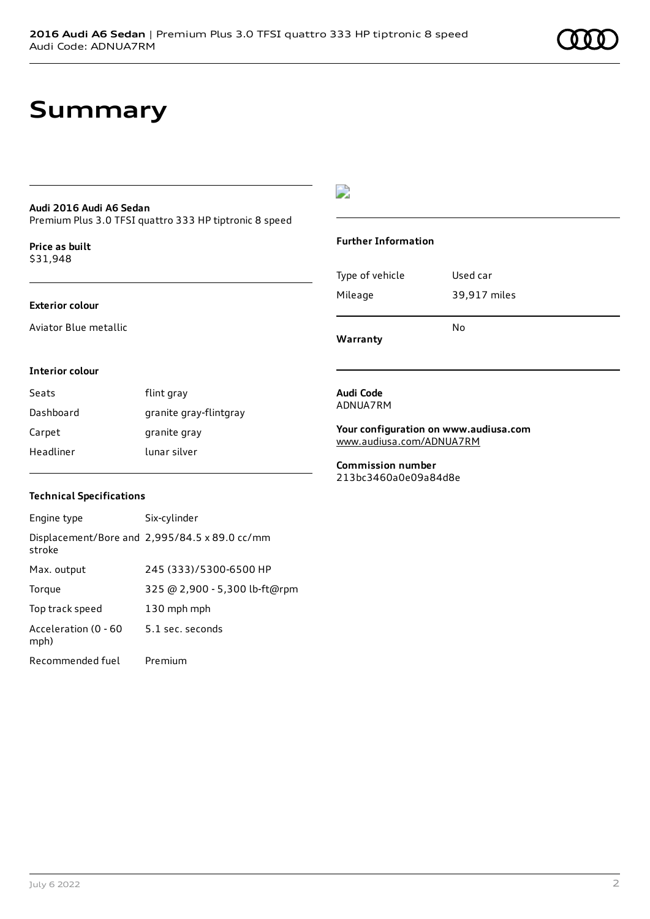# Summary

**Audi 2016 Audi A6 Sedan**
Premium Plus 3.0 TFSI quattro 333 HP tiptronic 8 speed

**Price as built**
$31,948

**Exterior colour**

Aviator Blue metallic

**Interior colour**

| | |
|---|---|
| Seats | flint gray |
| Dashboard | granite gray-flintgray |
| Carpet | granite gray |
| Headliner | lunar silver |

**Technical Specifications**

| | |
|---|---|
| Engine type | Six-cylinder |
| Displacement/Bore and stroke | 2,995/84.5 x 89.0 cc/mm |
| Max. output | 245 (333)/5300-6500 HP |
| Torque | 325 @ 2,900 - 5,300 lb-ft@rpm |
| Top track speed | 130 mph mph |
| Acceleration (0 - 60 mph) | 5.1 sec. seconds |
| Recommended fuel | Premium |

**Further Information**

| | |
|---|---|
| Type of vehicle | Used car |
| Mileage | 39,917 miles |
| **Warranty** | No |

**Audi Code**
ADNUA7RM

**Your configuration on www.audiusa.com**
www.audiusa.com/ADNUA7RM

**Commission number**
213bc3460a0e09a84d8e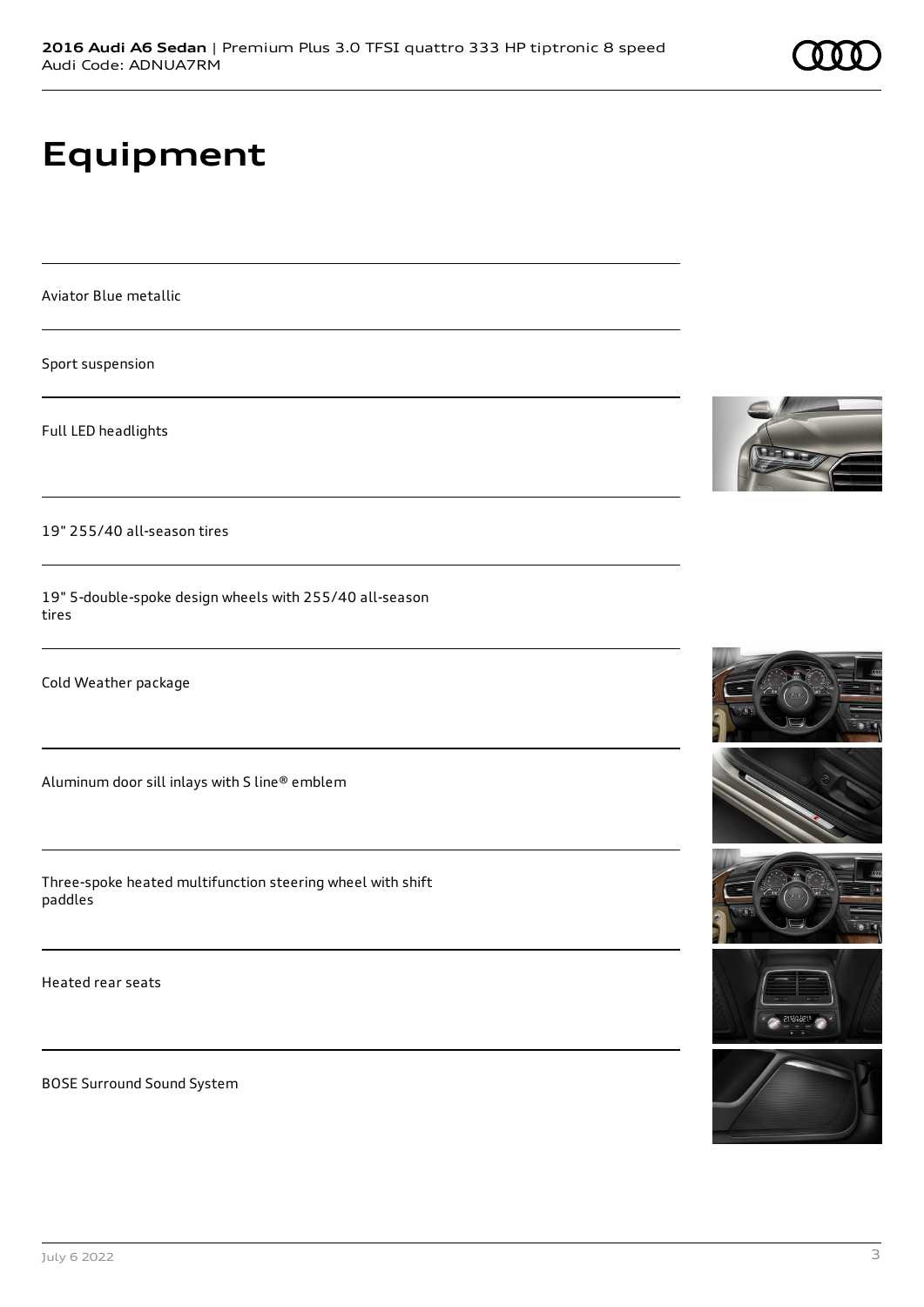# Equipment

Aviator Blue metallic

Sport suspension

Full LED headlights

19" 255/40 all-season tires

19" 5-double-spoke design wheels with 255/40 all-season tires

Cold Weather package

Aluminum door sill inlays with S line® emblem

Three-spoke heated multifunction steering wheel with shift paddles

Heated rear seats

BOSE Surround Sound System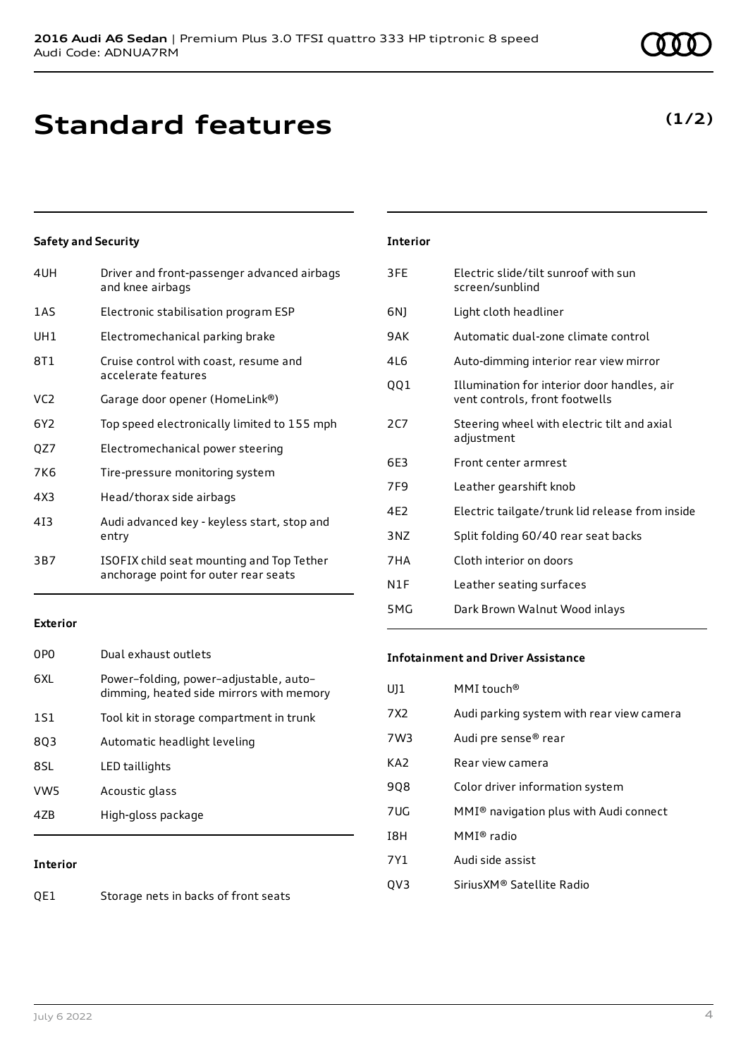# Standard features

**(1/2)**

#### Safety and Security

| | |
|---|---|
| 4UH | Driver and front-passenger advanced airbags and knee airbags |
| 1AS | Electronic stabilisation program ESP |
| UH1 | Electromechanical parking brake |
| 8T1 | Cruise control with coast, resume and accelerate features |
| VC2 | Garage door opener (HomeLink®) |
| 6Y2 | Top speed electronically limited to 155 mph |
| QZ7 | Electromechanical power steering |
| 7K6 | Tire-pressure monitoring system |
| 4X3 | Head/thorax side airbags |
| 4I3 | Audi advanced key - keyless start, stop and entry |
| 3B7 | ISOFIX child seat mounting and Top Tether anchorage point for outer rear seats |

#### Exterior

| | |
|---|---|
| 0P0 | Dual exhaust outlets |
| 6XL | Power–folding, power–adjustable, auto–dimming, heated side mirrors with memory |
| 1S1 | Tool kit in storage compartment in trunk |
| 8Q3 | Automatic headlight leveling |
| 8SL | LED taillights |
| VW5 | Acoustic glass |
| 4ZB | High-gloss package |

#### Interior

| | |
|---|---|
| QE1 | Storage nets in backs of front seats |
| 3FE | Electric slide/tilt sunroof with sun screen/sunblind |
| 6NJ | Light cloth headliner |
| 9AK | Automatic dual-zone climate control |
| 4L6 | Auto-dimming interior rear view mirror |
| QQ1 | Illumination for interior door handles, air vent controls, front footwells |
| 2C7 | Steering wheel with electric tilt and axial adjustment |
| 6E3 | Front center armrest |
| 7F9 | Leather gearshift knob |
| 4E2 | Electric tailgate/trunk lid release from inside |
| 3NZ | Split folding 60/40 rear seat backs |
| 7HA | Cloth interior on doors |
| N1F | Leather seating surfaces |
| 5MG | Dark Brown Walnut Wood inlays |

#### Infotainment and Driver Assistance

| | |
|---|---|
| UJ1 | MMI touch® |
| 7X2 | Audi parking system with rear view camera |
| 7W3 | Audi pre sense® rear |
| KA2 | Rear view camera |
| 9Q8 | Color driver information system |
| 7UG | MMI® navigation plus with Audi connect |
| I8H | MMI® radio |
| 7Y1 | Audi side assist |
| QV3 | SiriusXM® Satellite Radio |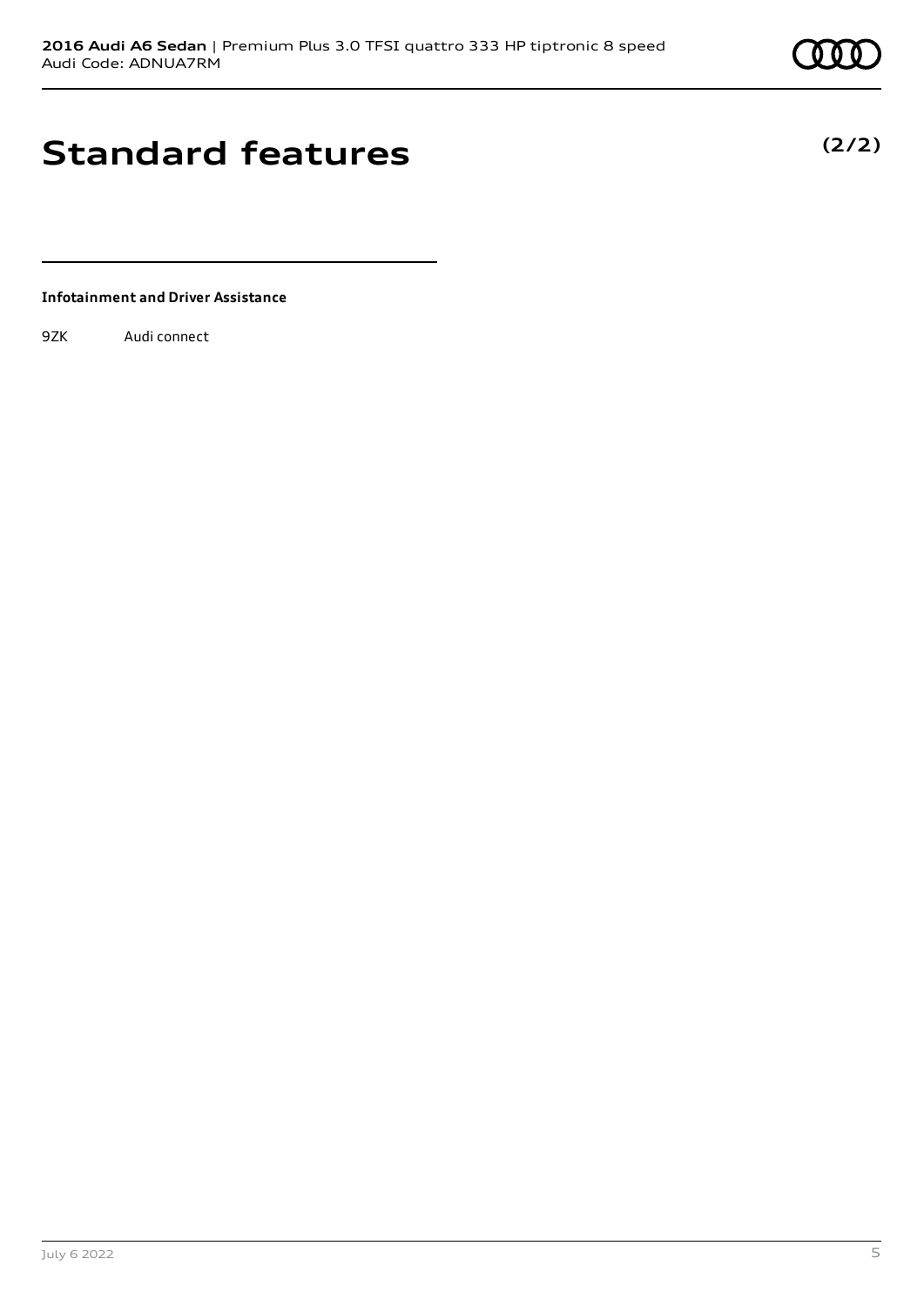# Standard features

**(2/2)**

**Infotainment and Driver Assistance**

| | |
|---|---|
| 9ZK | Audi connect |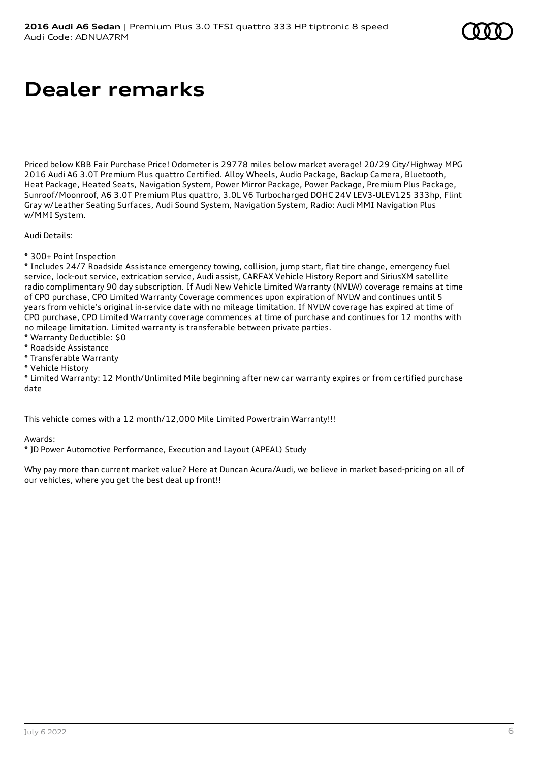# Dealer remarks

Priced below KBB Fair Purchase Price! Odometer is 29778 miles below market average! 20/29 City/Highway MPG 2016 Audi A6 3.0T Premium Plus quattro Certified. Alloy Wheels, Audio Package, Backup Camera, Bluetooth, Heat Package, Heated Seats, Navigation System, Power Mirror Package, Power Package, Premium Plus Package, Sunroof/Moonroof, A6 3.0T Premium Plus quattro, 3.0L V6 Turbocharged DOHC 24V LEV3-ULEV125 333hp, Flint Gray w/Leather Seating Surfaces, Audi Sound System, Navigation System, Radio: Audi MMI Navigation Plus w/MMI System.

Audi Details:

* 300+ Point Inspection
* Includes 24/7 Roadside Assistance emergency towing, collision, jump start, flat tire change, emergency fuel service, lock-out service, extrication service, Audi assist, CARFAX Vehicle History Report and SiriusXM satellite radio complimentary 90 day subscription. If Audi New Vehicle Limited Warranty (NVLW) coverage remains at time of CPO purchase, CPO Limited Warranty Coverage commences upon expiration of NVLW and continues until 5 years from vehicle's original in-service date with no mileage limitation. If NVLW coverage has expired at time of CPO purchase, CPO Limited Warranty coverage commences at time of purchase and continues for 12 months with no mileage limitation. Limited warranty is transferable between private parties.
* Warranty Deductible: $0
* Roadside Assistance
* Transferable Warranty
* Vehicle History
* Limited Warranty: 12 Month/Unlimited Mile beginning after new car warranty expires or from certified purchase date

This vehicle comes with a 12 month/12,000 Mile Limited Powertrain Warranty!!!

Awards:
* JD Power Automotive Performance, Execution and Layout (APEAL) Study

Why pay more than current market value? Here at Duncan Acura/Audi, we believe in market based-pricing on all of our vehicles, where you get the best deal up front!!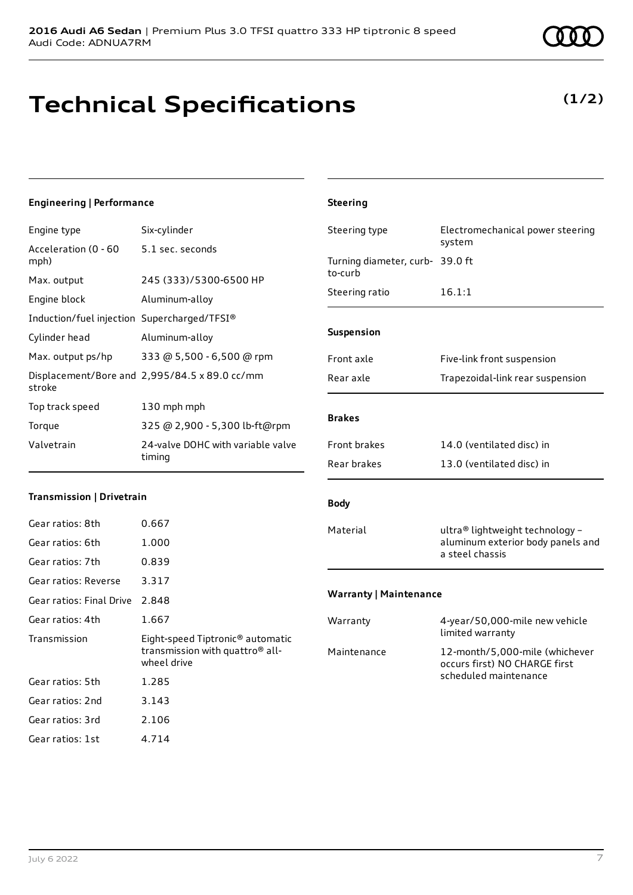**2016 Audi A6 Sedan** | Premium Plus 3.0 TFSI quattro 333 HP tiptronic 8 speed
Audi Code: ADNUA7RM

# Technical Specifications

**(1/2)**

### Engineering | Performance

| | |
|---|---|
| Engine type | Six-cylinder |
| Acceleration (0 - 60 mph) | 5.1 sec. seconds |
| Max. output | 245 (333)/5300-6500 HP |
| Engine block | Aluminum-alloy |
| Induction/fuel injection | Supercharged/TFSI® |
| Cylinder head | Aluminum-alloy |
| Max. output ps/hp | 333 @ 5,500 - 6,500 @ rpm |
| Displacement/Bore and stroke | 2,995/84.5 x 89.0 cc/mm |
| Top track speed | 130 mph mph |
| Torque | 325 @ 2,900 - 5,300 lb-ft@rpm |
| Valvetrain | 24-valve DOHC with variable valve timing |

### Transmission | Drivetrain

| | |
|---|---|
| Gear ratios: 8th | 0.667 |
| Gear ratios: 6th | 1.000 |
| Gear ratios: 7th | 0.839 |
| Gear ratios: Reverse | 3.317 |
| Gear ratios: Final Drive | 2.848 |
| Gear ratios: 4th | 1.667 |
| Transmission | Eight-speed Tiptronic® automatic transmission with quattro® all-wheel drive |
| Gear ratios: 5th | 1.285 |
| Gear ratios: 2nd | 3.143 |
| Gear ratios: 3rd | 2.106 |
| Gear ratios: 1st | 4.714 |

### Steering

| | |
|---|---|
| Steering type | Electromechanical power steering system |
| Turning diameter, curb-to-curb | 39.0 ft |
| Steering ratio | 16.1:1 |

### Suspension

| | |
|---|---|
| Front axle | Five-link front suspension |
| Rear axle | Trapezoidal-link rear suspension |

### Brakes

| | |
|---|---|
| Front brakes | 14.0 (ventilated disc) in |
| Rear brakes | 13.0 (ventilated disc) in |

### Body

| | |
|---|---|
| Material | ultra® lightweight technology – aluminum exterior body panels and a steel chassis |

### Warranty | Maintenance

| | |
|---|---|
| Warranty | 4-year/50,000-mile new vehicle limited warranty |
| Maintenance | 12-month/5,000-mile (whichever occurs first) NO CHARGE first scheduled maintenance |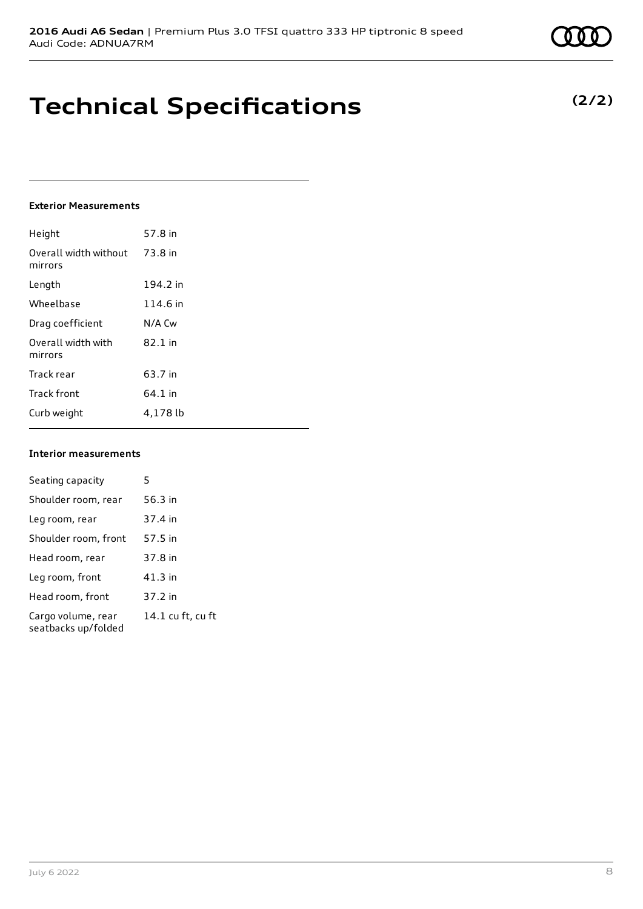# Technical Specifications

**(2/2)**

### Exterior Measurements

| | |
|---|---|
| Height | 57.8 in |
| Overall width without mirrors | 73.8 in |
| Length | 194.2 in |
| Wheelbase | 114.6 in |
| Drag coefficient | N/A Cw |
| Overall width with mirrors | 82.1 in |
| Track rear | 63.7 in |
| Track front | 64.1 in |
| Curb weight | 4,178 lb |

### Interior measurements

| | |
|---|---|
| Seating capacity | 5 |
| Shoulder room, rear | 56.3 in |
| Leg room, rear | 37.4 in |
| Shoulder room, front | 57.5 in |
| Head room, rear | 37.8 in |
| Leg room, front | 41.3 in |
| Head room, front | 37.2 in |
| Cargo volume, rear seatbacks up/folded | 14.1 cu ft, cu ft |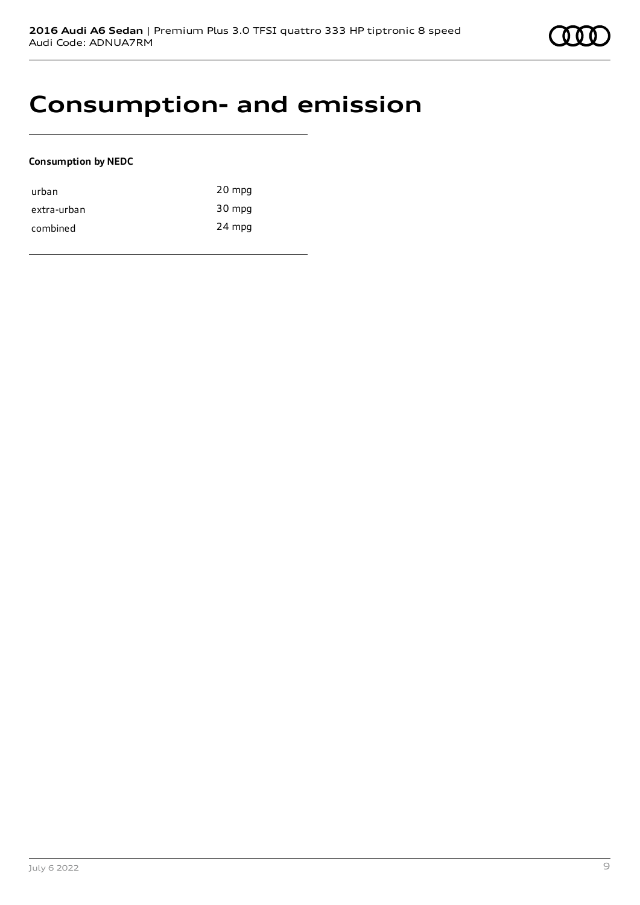# Consumption- and emission

**Consumption by NEDC**

| | |
|---|---|
| urban | 20 mpg |
| extra-urban | 30 mpg |
| combined | 24 mpg |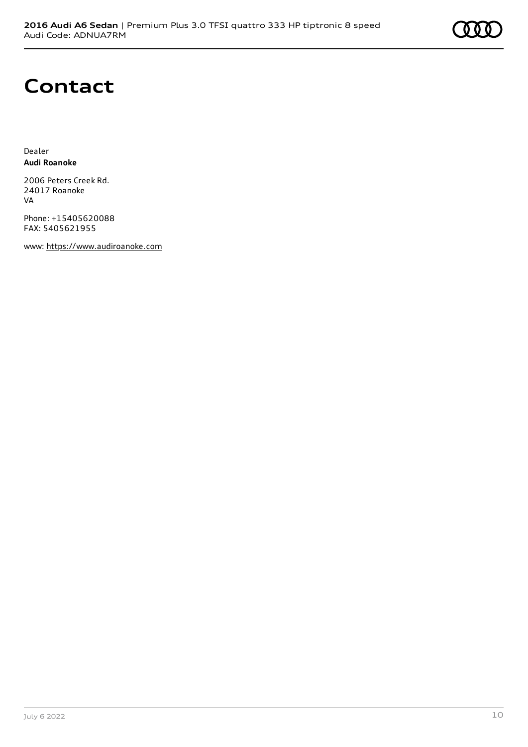# Contact

Dealer
**Audi Roanoke**

2006 Peters Creek Rd.
24017 Roanoke
VA

Phone: +15405620088
FAX: 5405621955

www: https://www.audiroanoke.com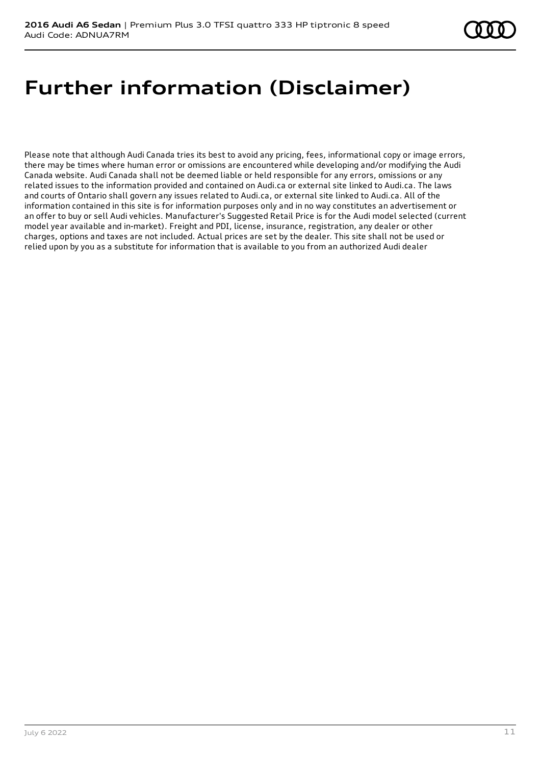# Further information (Disclaimer)

Please note that although Audi Canada tries its best to avoid any pricing, fees, informational copy or image errors, there may be times where human error or omissions are encountered while developing and/or modifying the Audi Canada website. Audi Canada shall not be deemed liable or held responsible for any errors, omissions or any related issues to the information provided and contained on Audi.ca or external site linked to Audi.ca. The laws and courts of Ontario shall govern any issues related to Audi.ca, or external site linked to Audi.ca. All of the information contained in this site is for information purposes only and in no way constitutes an advertisement or an offer to buy or sell Audi vehicles. Manufacturer's Suggested Retail Price is for the Audi model selected (current model year available and in-market). Freight and PDI, license, insurance, registration, any dealer or other charges, options and taxes are not included. Actual prices are set by the dealer. This site shall not be used or relied upon by you as a substitute for information that is available to you from an authorized Audi dealer